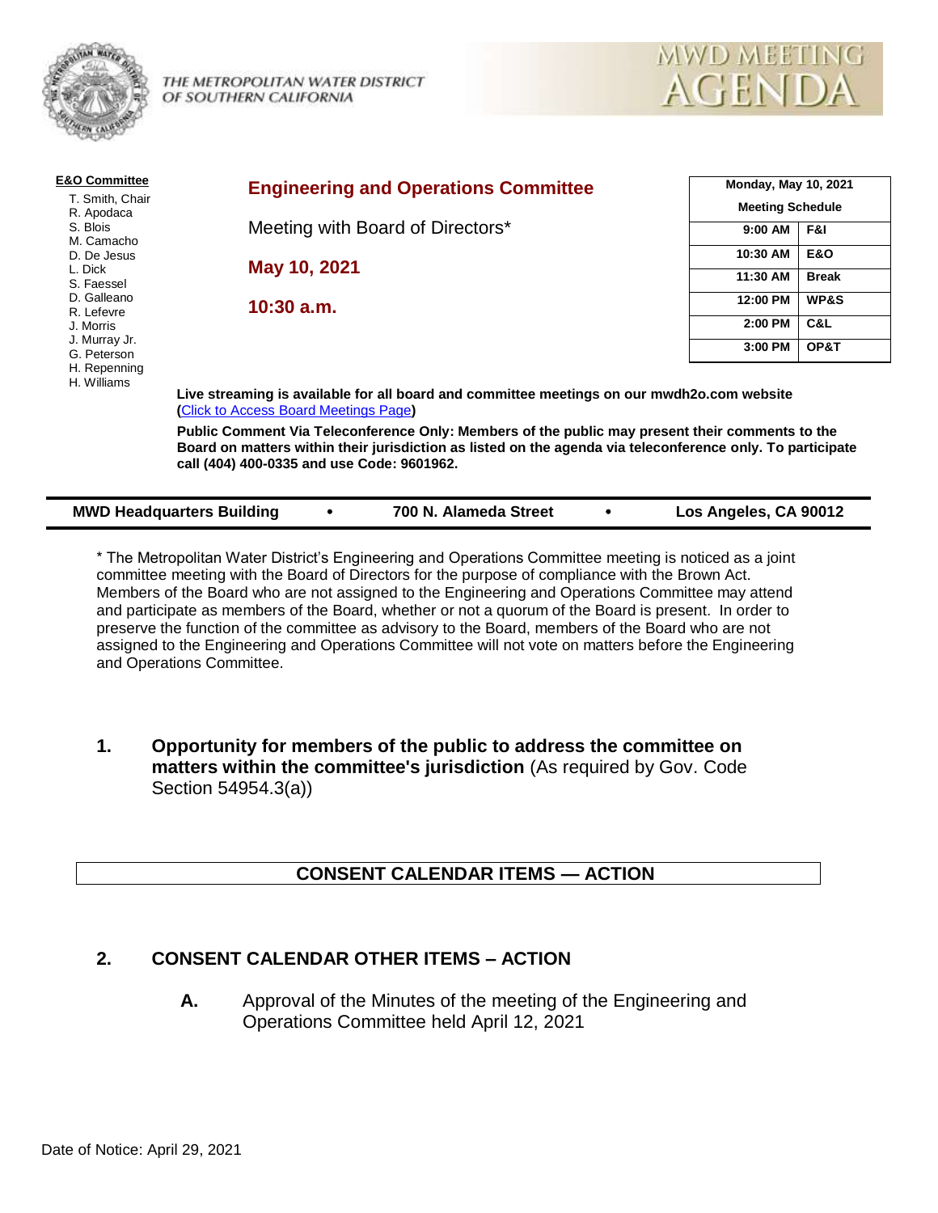THE METROPOLITAN WATER DISTRICT OF SOUTHERN CALIFORNIA

# MWD MEETING AGENDA

**E&O Committee**

- T. Smith, Chair
- R. Apodaca
- S. Blois
- M. Camacho
- D. De Jesus
- L. Dick
- S. Faessel
- D. Galleano
- R. Lefevre
- J. Morris
- J. Murray Jr.
- G. Peterson
- H. Repenning
- H. Williams

## Engineering and Operations Committee

Meeting with Board of Directors*

**May 10, 2021**

**10:30 a.m.**

| Monday, May 10, 2021 | |
|---|---|
| **Meeting Schedule** | |
| **9:00 AM** | **F&I** |
| **10:30 AM** | **E&O** |
| **11:30 AM** | **Break** |
| **12:00 PM** | **WP&S** |
| **2:00 PM** | **C&L** |
| **3:00 PM** | **OP&T** |

**Live streaming is available for all board and committee meetings on our mwdh2o.com website (Click to Access Board Meetings Page)**

**Public Comment Via Teleconference Only: Members of the public may present their comments to the Board on matters within their jurisdiction as listed on the agenda via teleconference only. To participate call (404) 400-0335 and use Code: 9601962.**

**MWD Headquarters Building • 700 N. Alameda Street • Los Angeles, CA 90012**

* The Metropolitan Water District's Engineering and Operations Committee meeting is noticed as a joint committee meeting with the Board of Directors for the purpose of compliance with the Brown Act. Members of the Board who are not assigned to the Engineering and Operations Committee may attend and participate as members of the Board, whether or not a quorum of the Board is present. In order to preserve the function of the committee as advisory to the Board, members of the Board who are not assigned to the Engineering and Operations Committee will not vote on matters before the Engineering and Operations Committee.

**1. Opportunity for members of the public to address the committee on matters within the committee's jurisdiction** (As required by Gov. Code Section 54954.3(a))

## CONSENT CALENDAR ITEMS — ACTION

### 2. CONSENT CALENDAR OTHER ITEMS – ACTION

**A.** Approval of the Minutes of the meeting of the Engineering and Operations Committee held April 12, 2021

Date of Notice: April 29, 2021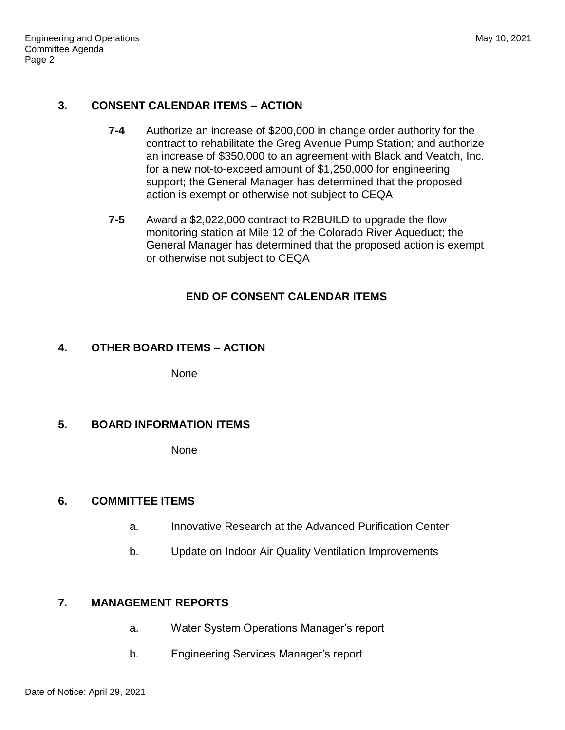## 3. CONSENT CALENDAR ITEMS – ACTION

**7-4** Authorize an increase of $200,000 in change order authority for the contract to rehabilitate the Greg Avenue Pump Station; and authorize an increase of $350,000 to an agreement with Black and Veatch, Inc. for a new not-to-exceed amount of $1,250,000 for engineering support; the General Manager has determined that the proposed action is exempt or otherwise not subject to CEQA

**7-5** Award a $2,022,000 contract to R2BUILD to upgrade the flow monitoring station at Mile 12 of the Colorado River Aqueduct; the General Manager has determined that the proposed action is exempt or otherwise not subject to CEQA

**END OF CONSENT CALENDAR ITEMS**

## 4. OTHER BOARD ITEMS – ACTION

None

## 5. BOARD INFORMATION ITEMS

None

## 6. COMMITTEE ITEMS

a. Innovative Research at the Advanced Purification Center

b. Update on Indoor Air Quality Ventilation Improvements

## 7. MANAGEMENT REPORTS

a. Water System Operations Manager's report

b. Engineering Services Manager's report

Date of Notice: April 29, 2021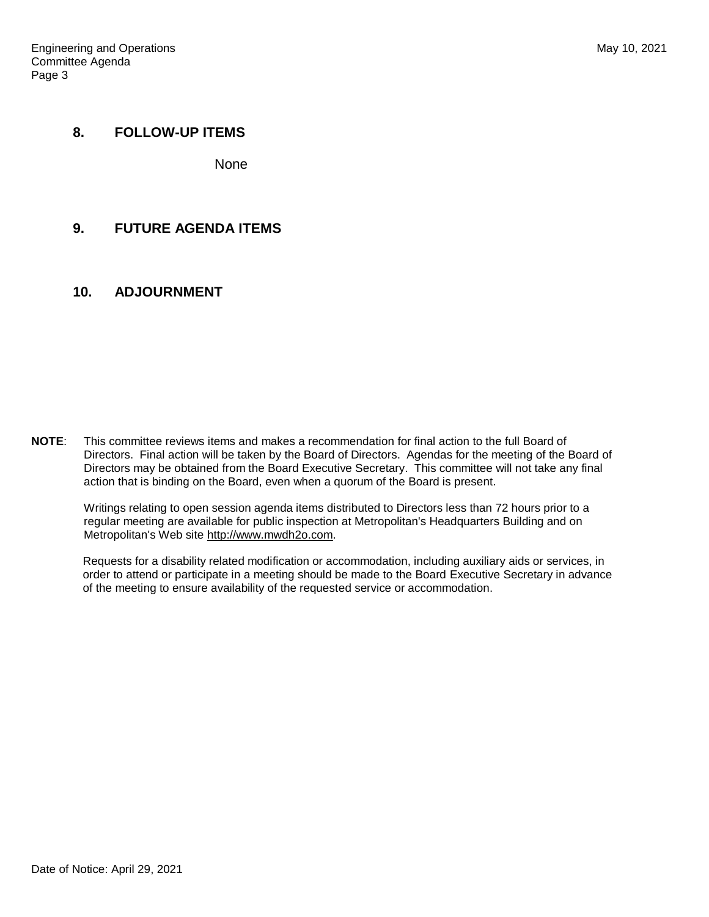## 8. FOLLOW-UP ITEMS

None

## 9. FUTURE AGENDA ITEMS

## 10. ADJOURNMENT

**NOTE**: This committee reviews items and makes a recommendation for final action to the full Board of Directors. Final action will be taken by the Board of Directors. Agendas for the meeting of the Board of Directors may be obtained from the Board Executive Secretary. This committee will not take any final action that is binding on the Board, even when a quorum of the Board is present.

Writings relating to open session agenda items distributed to Directors less than 72 hours prior to a regular meeting are available for public inspection at Metropolitan's Headquarters Building and on Metropolitan's Web site http://www.mwdh2o.com.

Requests for a disability related modification or accommodation, including auxiliary aids or services, in order to attend or participate in a meeting should be made to the Board Executive Secretary in advance of the meeting to ensure availability of the requested service or accommodation.

Date of Notice: April 29, 2021